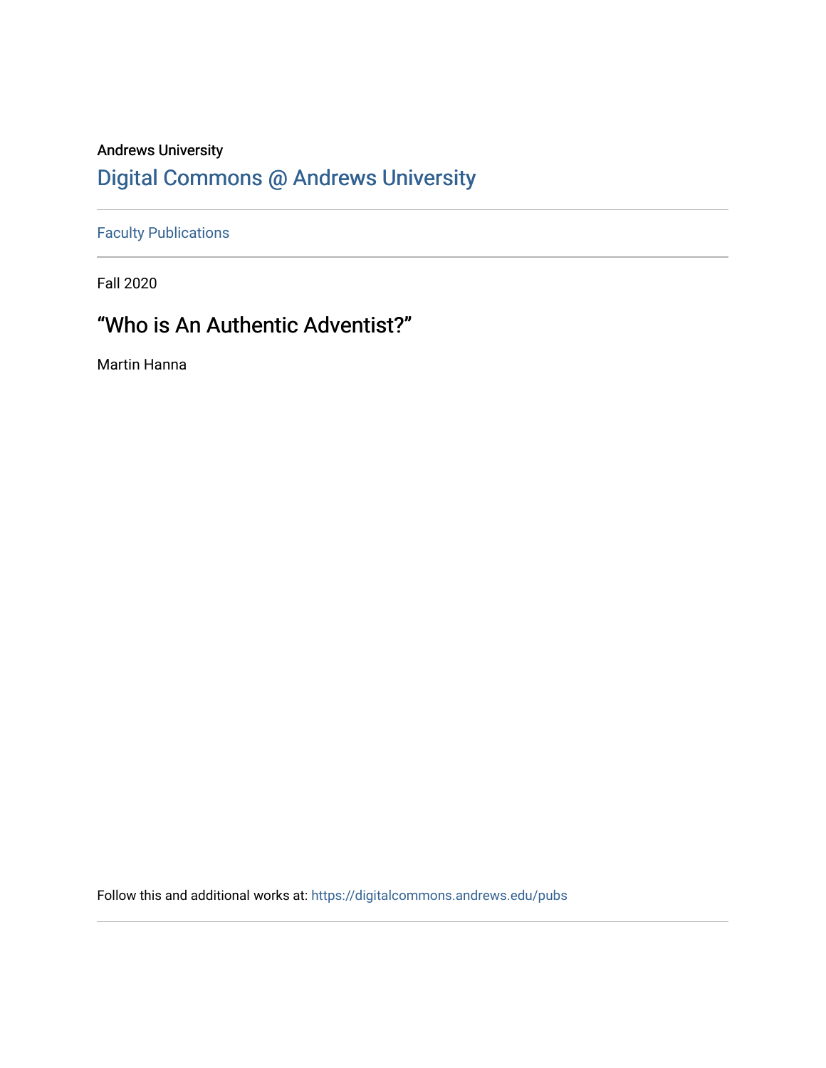Andrews University

## Digital Commons @ Andrews University

Faculty Publications

Fall 2020

# “Who is An Authentic Adventist?”

Martin Hanna

Follow this and additional works at: https://digitalcommons.andrews.edu/pubs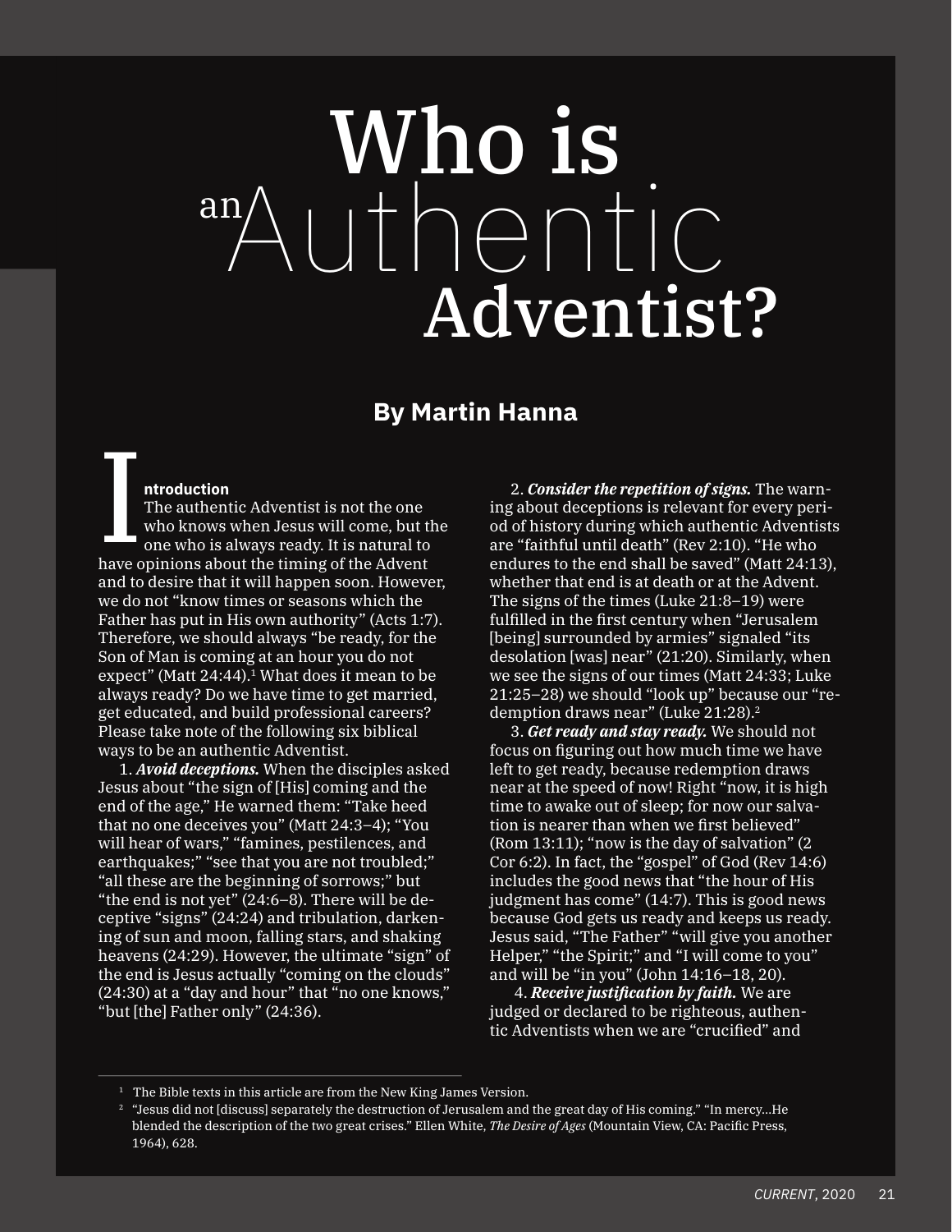# Who is an Authentic Adventist?

**By Martin Hanna**

## Introduction

The authentic Adventist is not the one who knows when Jesus will come, but the one who is always ready. It is natural to have opinions about the timing of the Advent and to desire that it will happen soon. However, we do not "know times or seasons which the Father has put in His own authority" (Acts 1:7). Therefore, we should always "be ready, for the Son of Man is coming at an hour you do not expect" (Matt 24:44).[1] What does it mean to be always ready? Do we have time to get married, get educated, and build professional careers? Please take note of the following six biblical ways to be an authentic Adventist.

1. ***Avoid deceptions.*** When the disciples asked Jesus about "the sign of [His] coming and the end of the age," He warned them: "Take heed that no one deceives you" (Matt 24:3–4); "You will hear of wars," "famines, pestilences, and earthquakes;" "see that you are not troubled;" "all these are the beginning of sorrows;" but "the end is not yet" (24:6–8). There will be deceptive "signs" (24:24) and tribulation, darkening of sun and moon, falling stars, and shaking heavens (24:29). However, the ultimate "sign" of the end is Jesus actually "coming on the clouds" (24:30) at a "day and hour" that "no one knows," "but [the] Father only" (24:36).

2. ***Consider the repetition of signs.*** The warning about deceptions is relevant for every period of history during which authentic Adventists are "faithful until death" (Rev 2:10). "He who endures to the end shall be saved" (Matt 24:13), whether that end is at death or at the Advent. The signs of the times (Luke 21:8–19) were fulfilled in the first century when "Jerusalem [being] surrounded by armies" signaled "its desolation [was] near" (21:20). Similarly, when we see the signs of our times (Matt 24:33; Luke 21:25–28) we should "look up" because our "redemption draws near" (Luke 21:28).[2]

3. ***Get ready and stay ready.*** We should not focus on figuring out how much time we have left to get ready, because redemption draws near at the speed of now! Right "now, it is high time to awake out of sleep; for now our salvation is nearer than when we first believed" (Rom 13:11); "now is the day of salvation" (2 Cor 6:2). In fact, the "gospel" of God (Rev 14:6) includes the good news that "the hour of His judgment has come" (14:7). This is good news because God gets us ready and keeps us ready. Jesus said, "The Father" "will give you another Helper," "the Spirit;" and "I will come to you" and will be "in you" (John 14:16–18, 20).

4. ***Receive justification by faith.*** We are judged or declared to be righteous, authentic Adventists when we are "crucified" and

---

[1] The Bible texts in this article are from the New King James Version.

[2] "Jesus did not [discuss] separately the destruction of Jerusalem and the great day of His coming." "In mercy…He blended the description of the two great crises." Ellen White, *The Desire of Ages* (Mountain View, CA: Pacific Press, 1964), 628.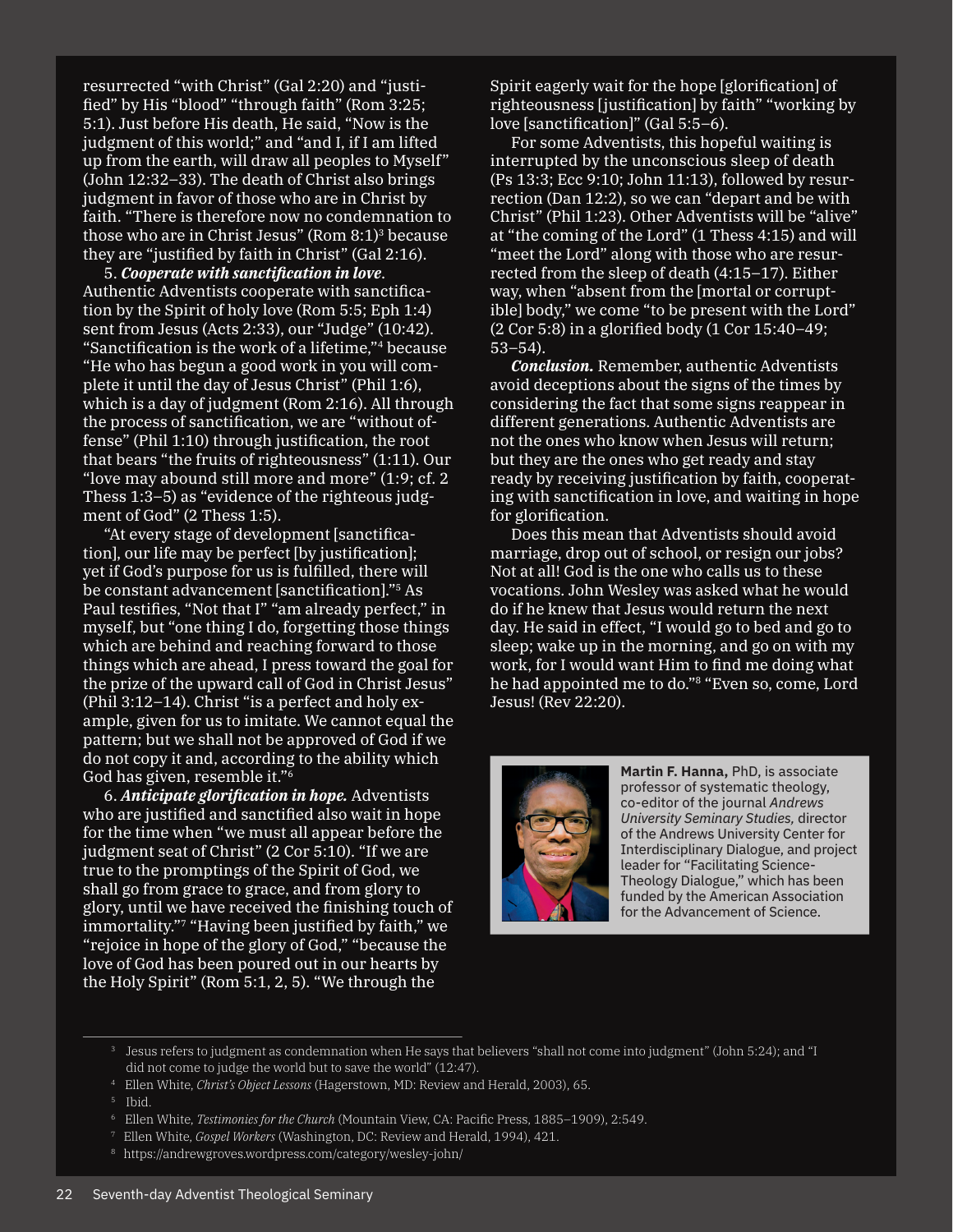resurrected "with Christ" (Gal 2:20) and "justified" by His "blood" "through faith" (Rom 3:25; 5:1). Just before His death, He said, "Now is the judgment of this world;" and "and I, if I am lifted up from the earth, will draw all peoples to Myself" (John 12:32–33). The death of Christ also brings judgment in favor of those who are in Christ by faith. "There is therefore now no condemnation to those who are in Christ Jesus" (Rom 8:1)[3] because they are "justified by faith in Christ" (Gal 2:16).

5. ***Cooperate with sanctification in love.*** Authentic Adventists cooperate with sanctification by the Spirit of holy love (Rom 5:5; Eph 1:4) sent from Jesus (Acts 2:33), our "Judge" (10:42). "Sanctification is the work of a lifetime,"[4] because "He who has begun a good work in you will complete it until the day of Jesus Christ" (Phil 1:6), which is a day of judgment (Rom 2:16). All through the process of sanctification, we are "without offense" (Phil 1:10) through justification, the root that bears "the fruits of righteousness" (1:11). Our "love may abound still more and more" (1:9; cf. 2 Thess 1:3–5) as "evidence of the righteous judgment of God" (2 Thess 1:5).

"At every stage of development [sanctification], our life may be perfect [by justification]; yet if God's purpose for us is fulfilled, there will be constant advancement [sanctification]."[5] As Paul testifies, "Not that I" "am already perfect," in myself, but "one thing I do, forgetting those things which are behind and reaching forward to those things which are ahead, I press toward the goal for the prize of the upward call of God in Christ Jesus" (Phil 3:12–14). Christ "is a perfect and holy example, given for us to imitate. We cannot equal the pattern; but we shall not be approved of God if we do not copy it and, according to the ability which God has given, resemble it."[6]

6. ***Anticipate glorification in hope.*** Adventists who are justified and sanctified also wait in hope for the time when "we must all appear before the judgment seat of Christ" (2 Cor 5:10). "If we are true to the promptings of the Spirit of God, we shall go from grace to grace, and from glory to glory, until we have received the finishing touch of immortality."[7] "Having been justified by faith," we "rejoice in hope of the glory of God," "because the love of God has been poured out in our hearts by the Holy Spirit" (Rom 5:1, 2, 5). "We through the Spirit eagerly wait for the hope [glorification] of righteousness [justification] by faith" "working by love [sanctification]" (Gal 5:5–6).

For some Adventists, this hopeful waiting is interrupted by the unconscious sleep of death (Ps 13:3; Ecc 9:10; John 11:13), followed by resurrection (Dan 12:2), so we can "depart and be with Christ" (Phil 1:23). Other Adventists will be "alive" at "the coming of the Lord" (1 Thess 4:15) and will "meet the Lord" along with those who are resurrected from the sleep of death (4:15–17). Either way, when "absent from the [mortal or corruptible] body," we come "to be present with the Lord" (2 Cor 5:8) in a glorified body (1 Cor 15:40–49; 53–54).

***Conclusion.*** Remember, authentic Adventists avoid deceptions about the signs of the times by considering the fact that some signs reappear in different generations. Authentic Adventists are not the ones who know when Jesus will return; but they are the ones who get ready and stay ready by receiving justification by faith, cooperating with sanctification in love, and waiting in hope for glorification.

Does this mean that Adventists should avoid marriage, drop out of school, or resign our jobs? Not at all! God is the one who calls us to these vocations. John Wesley was asked what he would do if he knew that Jesus would return the next day. He said in effect, "I would go to bed and go to sleep; wake up in the morning, and go on with my work, for I would want Him to find me doing what he had appointed me to do."[8] "Even so, come, Lord Jesus! (Rev 22:20).

**Martin F. Hanna,** PhD, is associate professor of systematic theology, co-editor of the journal *Andrews University Seminary Studies,* director of the Andrews University Center for Interdisciplinary Dialogue, and project leader for "Facilitating Science-Theology Dialogue," which has been funded by the American Association for the Advancement of Science.

---

[3] Jesus refers to judgment as condemnation when He says that believers "shall not come into judgment" (John 5:24); and "I did not come to judge the world but to save the world" (12:47).

[4] Ellen White, *Christ's Object Lessons* (Hagerstown, MD: Review and Herald, 2003), 65.

[5] Ibid.

[6] Ellen White, *Testimonies for the Church* (Mountain View, CA: Pacific Press, 1885–1909), 2:549.

[7] Ellen White, *Gospel Workers* (Washington, DC: Review and Herald, 1994), 421.

[8] https://andrewgroves.wordpress.com/category/wesley-john/